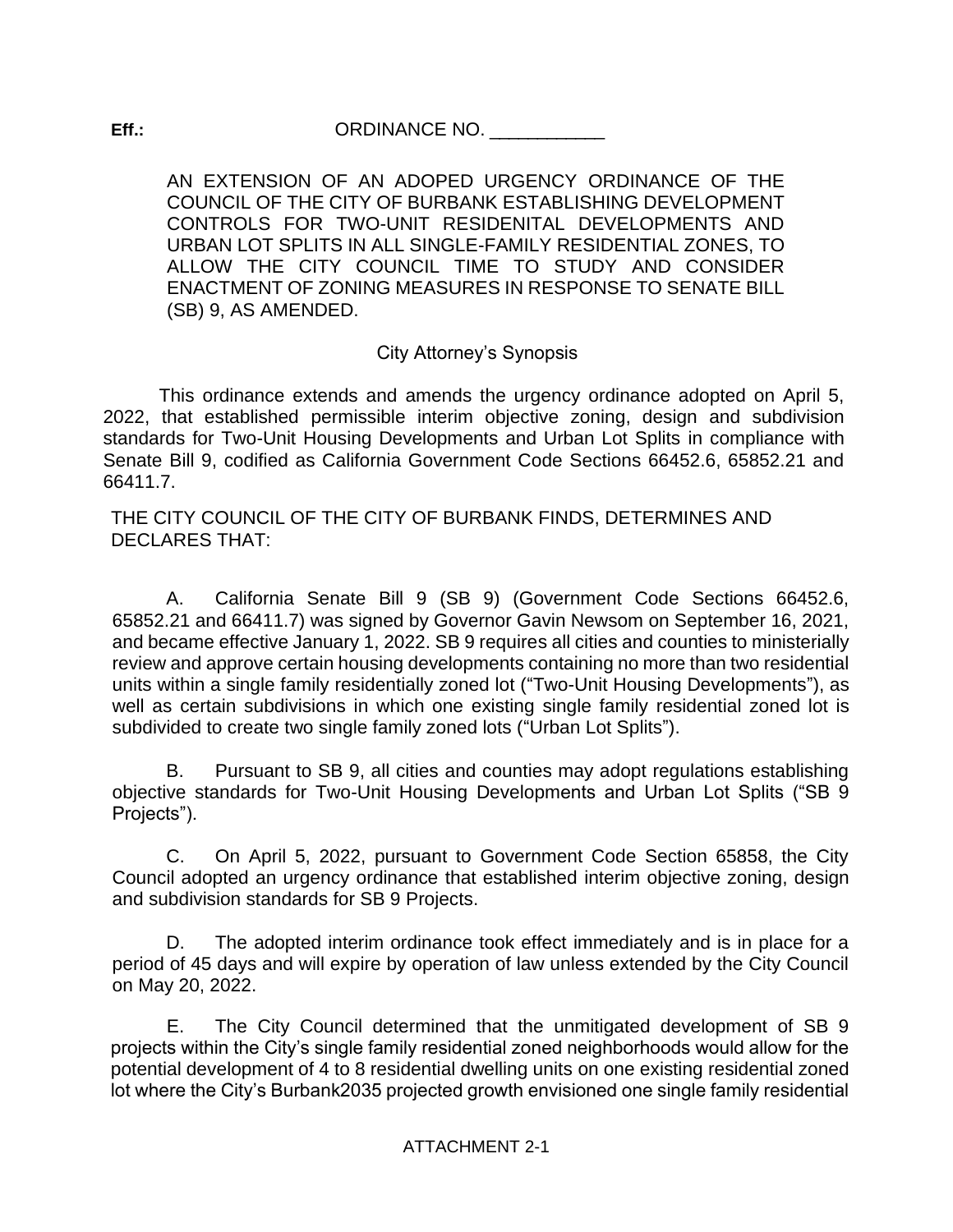**Eff.:** ORDINANCE NO. ___________

AN EXTENSION OF AN ADOPED URGENCY ORDINANCE OF THE COUNCIL OF THE CITY OF BURBANK ESTABLISHING DEVELOPMENT CONTROLS FOR TWO-UNIT RESIDENITAL DEVELOPMENTS AND URBAN LOT SPLITS IN ALL SINGLE-FAMILY RESIDENTIAL ZONES, TO ALLOW THE CITY COUNCIL TIME TO STUDY AND CONSIDER ENACTMENT OF ZONING MEASURES IN RESPONSE TO SENATE BILL (SB) 9, AS AMENDED.

City Attorney's Synopsis

This ordinance extends and amends the urgency ordinance adopted on April 5, 2022, that established permissible interim objective zoning, design and subdivision standards for Two-Unit Housing Developments and Urban Lot Splits in compliance with Senate Bill 9, codified as California Government Code Sections 66452.6, 65852.21 and 66411.7.

THE CITY COUNCIL OF THE CITY OF BURBANK FINDS, DETERMINES AND DECLARES THAT:

A. California Senate Bill 9 (SB 9) (Government Code Sections 66452.6, 65852.21 and 66411.7) was signed by Governor Gavin Newsom on September 16, 2021, and became effective January 1, 2022. SB 9 requires all cities and counties to ministerially review and approve certain housing developments containing no more than two residential units within a single family residentially zoned lot ("Two-Unit Housing Developments"), as well as certain subdivisions in which one existing single family residential zoned lot is subdivided to create two single family zoned lots ("Urban Lot Splits").

B. Pursuant to SB 9, all cities and counties may adopt regulations establishing objective standards for Two-Unit Housing Developments and Urban Lot Splits ("SB 9 Projects").

C. On April 5, 2022, pursuant to Government Code Section 65858, the City Council adopted an urgency ordinance that established interim objective zoning, design and subdivision standards for SB 9 Projects.

D. The adopted interim ordinance took effect immediately and is in place for a period of 45 days and will expire by operation of law unless extended by the City Council on May 20, 2022.

E. The City Council determined that the unmitigated development of SB 9 projects within the City's single family residential zoned neighborhoods would allow for the potential development of 4 to 8 residential dwelling units on one existing residential zoned lot where the City's Burbank2035 projected growth envisioned one single family residential

ATTACHMENT 2-1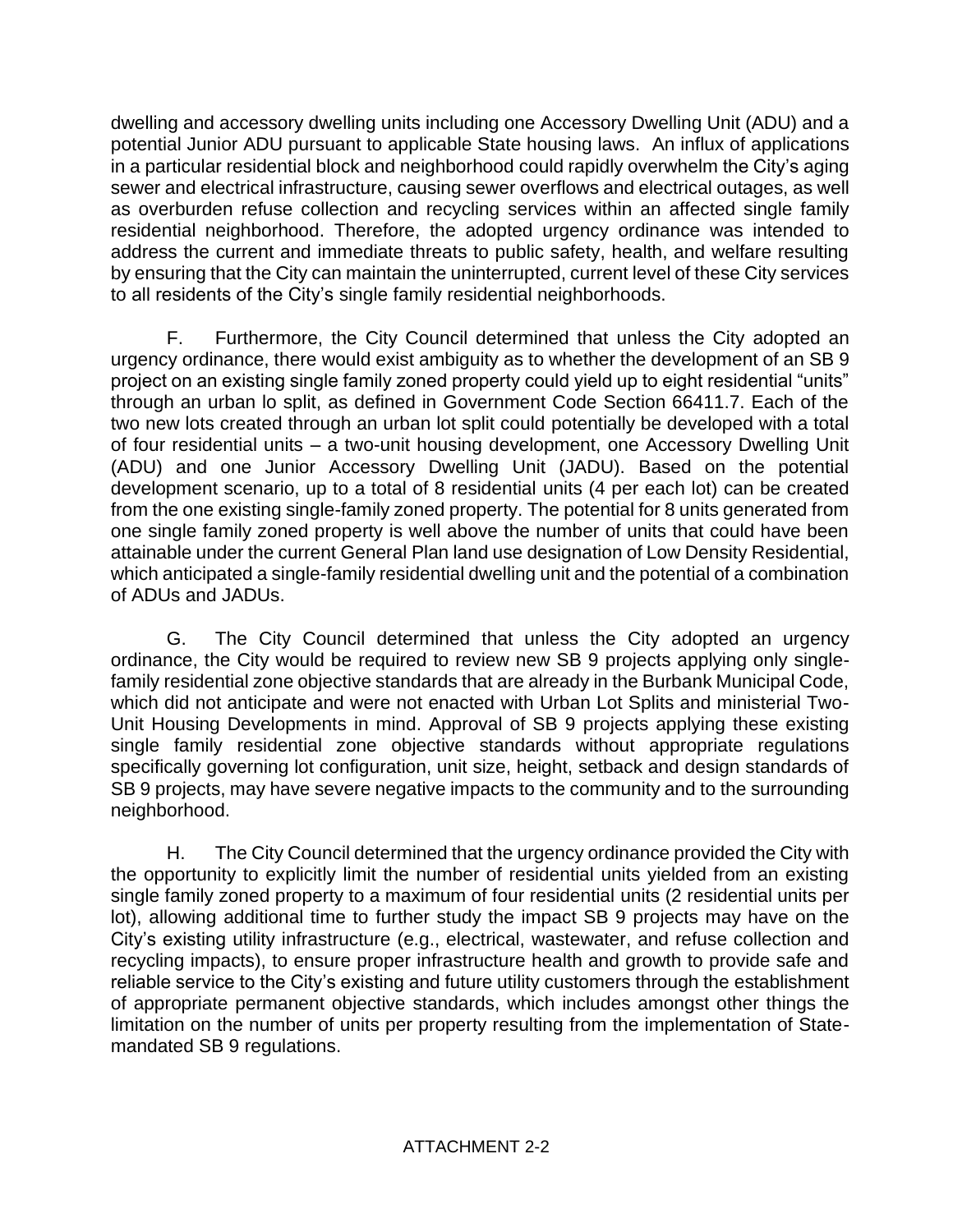dwelling and accessory dwelling units including one Accessory Dwelling Unit (ADU) and a potential Junior ADU pursuant to applicable State housing laws. An influx of applications in a particular residential block and neighborhood could rapidly overwhelm the City's aging sewer and electrical infrastructure, causing sewer overflows and electrical outages, as well as overburden refuse collection and recycling services within an affected single family residential neighborhood. Therefore, the adopted urgency ordinance was intended to address the current and immediate threats to public safety, health, and welfare resulting by ensuring that the City can maintain the uninterrupted, current level of these City services to all residents of the City's single family residential neighborhoods.

F. Furthermore, the City Council determined that unless the City adopted an urgency ordinance, there would exist ambiguity as to whether the development of an SB 9 project on an existing single family zoned property could yield up to eight residential "units" through an urban lo split, as defined in Government Code Section 66411.7. Each of the two new lots created through an urban lot split could potentially be developed with a total of four residential units – a two-unit housing development, one Accessory Dwelling Unit (ADU) and one Junior Accessory Dwelling Unit (JADU). Based on the potential development scenario, up to a total of 8 residential units (4 per each lot) can be created from the one existing single-family zoned property. The potential for 8 units generated from one single family zoned property is well above the number of units that could have been attainable under the current General Plan land use designation of Low Density Residential, which anticipated a single-family residential dwelling unit and the potential of a combination of ADUs and JADUs.

G. The City Council determined that unless the City adopted an urgency ordinance, the City would be required to review new SB 9 projects applying only single-family residential zone objective standards that are already in the Burbank Municipal Code, which did not anticipate and were not enacted with Urban Lot Splits and ministerial Two-Unit Housing Developments in mind. Approval of SB 9 projects applying these existing single family residential zone objective standards without appropriate regulations specifically governing lot configuration, unit size, height, setback and design standards of SB 9 projects, may have severe negative impacts to the community and to the surrounding neighborhood.

H. The City Council determined that the urgency ordinance provided the City with the opportunity to explicitly limit the number of residential units yielded from an existing single family zoned property to a maximum of four residential units (2 residential units per lot), allowing additional time to further study the impact SB 9 projects may have on the City's existing utility infrastructure (e.g., electrical, wastewater, and refuse collection and recycling impacts), to ensure proper infrastructure health and growth to provide safe and reliable service to the City's existing and future utility customers through the establishment of appropriate permanent objective standards, which includes amongst other things the limitation on the number of units per property resulting from the implementation of State-mandated SB 9 regulations.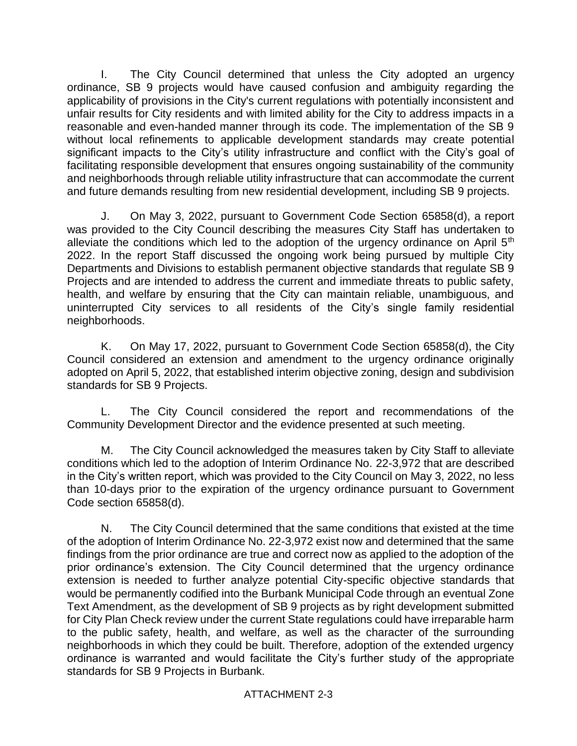I. The City Council determined that unless the City adopted an urgency ordinance, SB 9 projects would have caused confusion and ambiguity regarding the applicability of provisions in the City's current regulations with potentially inconsistent and unfair results for City residents and with limited ability for the City to address impacts in a reasonable and even-handed manner through its code. The implementation of the SB 9 without local refinements to applicable development standards may create potential significant impacts to the City's utility infrastructure and conflict with the City's goal of facilitating responsible development that ensures ongoing sustainability of the community and neighborhoods through reliable utility infrastructure that can accommodate the current and future demands resulting from new residential development, including SB 9 projects.

J. On May 3, 2022, pursuant to Government Code Section 65858(d), a report was provided to the City Council describing the measures City Staff has undertaken to alleviate the conditions which led to the adoption of the urgency ordinance on April 5th 2022. In the report Staff discussed the ongoing work being pursued by multiple City Departments and Divisions to establish permanent objective standards that regulate SB 9 Projects and are intended to address the current and immediate threats to public safety, health, and welfare by ensuring that the City can maintain reliable, unambiguous, and uninterrupted City services to all residents of the City's single family residential neighborhoods.

K. On May 17, 2022, pursuant to Government Code Section 65858(d), the City Council considered an extension and amendment to the urgency ordinance originally adopted on April 5, 2022, that established interim objective zoning, design and subdivision standards for SB 9 Projects.

L. The City Council considered the report and recommendations of the Community Development Director and the evidence presented at such meeting.

M. The City Council acknowledged the measures taken by City Staff to alleviate conditions which led to the adoption of Interim Ordinance No. 22-3,972 that are described in the City's written report, which was provided to the City Council on May 3, 2022, no less than 10-days prior to the expiration of the urgency ordinance pursuant to Government Code section 65858(d).

N. The City Council determined that the same conditions that existed at the time of the adoption of Interim Ordinance No. 22-3,972 exist now and determined that the same findings from the prior ordinance are true and correct now as applied to the adoption of the prior ordinance's extension. The City Council determined that the urgency ordinance extension is needed to further analyze potential City-specific objective standards that would be permanently codified into the Burbank Municipal Code through an eventual Zone Text Amendment, as the development of SB 9 projects as by right development submitted for City Plan Check review under the current State regulations could have irreparable harm to the public safety, health, and welfare, as well as the character of the surrounding neighborhoods in which they could be built. Therefore, adoption of the extended urgency ordinance is warranted and would facilitate the City's further study of the appropriate standards for SB 9 Projects in Burbank.

ATTACHMENT 2-3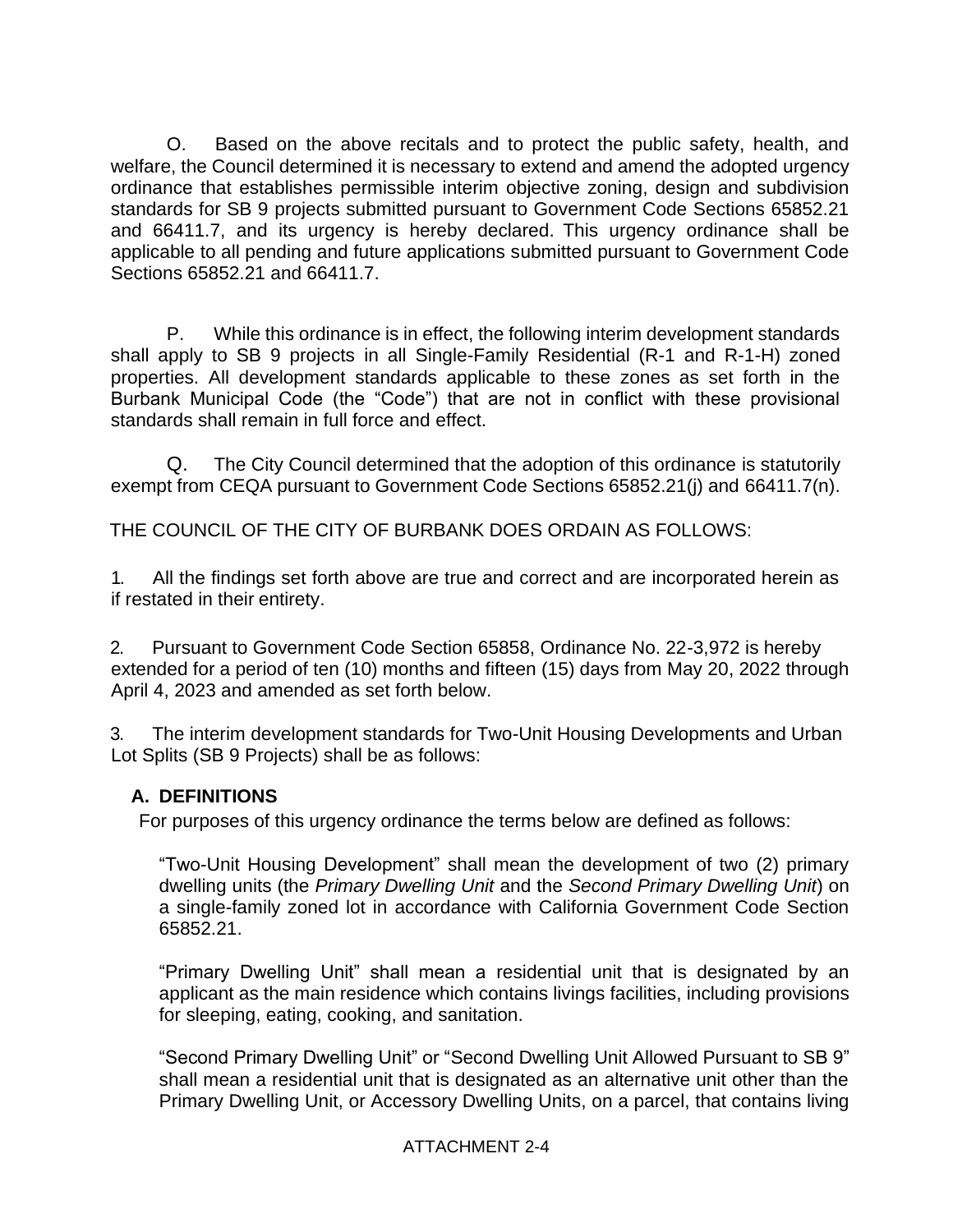O. Based on the above recitals and to protect the public safety, health, and welfare, the Council determined it is necessary to extend and amend the adopted urgency ordinance that establishes permissible interim objective zoning, design and subdivision standards for SB 9 projects submitted pursuant to Government Code Sections 65852.21 and 66411.7, and its urgency is hereby declared. This urgency ordinance shall be applicable to all pending and future applications submitted pursuant to Government Code Sections 65852.21 and 66411.7.

P. While this ordinance is in effect, the following interim development standards shall apply to SB 9 projects in all Single-Family Residential (R-1 and R-1-H) zoned properties. All development standards applicable to these zones as set forth in the Burbank Municipal Code (the "Code") that are not in conflict with these provisional standards shall remain in full force and effect.

Q. The City Council determined that the adoption of this ordinance is statutorily exempt from CEQA pursuant to Government Code Sections 65852.21(j) and 66411.7(n).

THE COUNCIL OF THE CITY OF BURBANK DOES ORDAIN AS FOLLOWS:

1. All the findings set forth above are true and correct and are incorporated herein as if restated in their entirety.

2. Pursuant to Government Code Section 65858, Ordinance No. 22-3,972 is hereby extended for a period of ten (10) months and fifteen (15) days from May 20, 2022 through April 4, 2023 and amended as set forth below.

3. The interim development standards for Two-Unit Housing Developments and Urban Lot Splits (SB 9 Projects) shall be as follows:

**A. DEFINITIONS**

For purposes of this urgency ordinance the terms below are defined as follows:

"Two-Unit Housing Development" shall mean the development of two (2) primary dwelling units (the *Primary Dwelling Unit* and the *Second Primary Dwelling Unit*) on a single-family zoned lot in accordance with California Government Code Section 65852.21.

"Primary Dwelling Unit" shall mean a residential unit that is designated by an applicant as the main residence which contains livings facilities, including provisions for sleeping, eating, cooking, and sanitation.

"Second Primary Dwelling Unit" or "Second Dwelling Unit Allowed Pursuant to SB 9" shall mean a residential unit that is designated as an alternative unit other than the Primary Dwelling Unit, or Accessory Dwelling Units, on a parcel, that contains living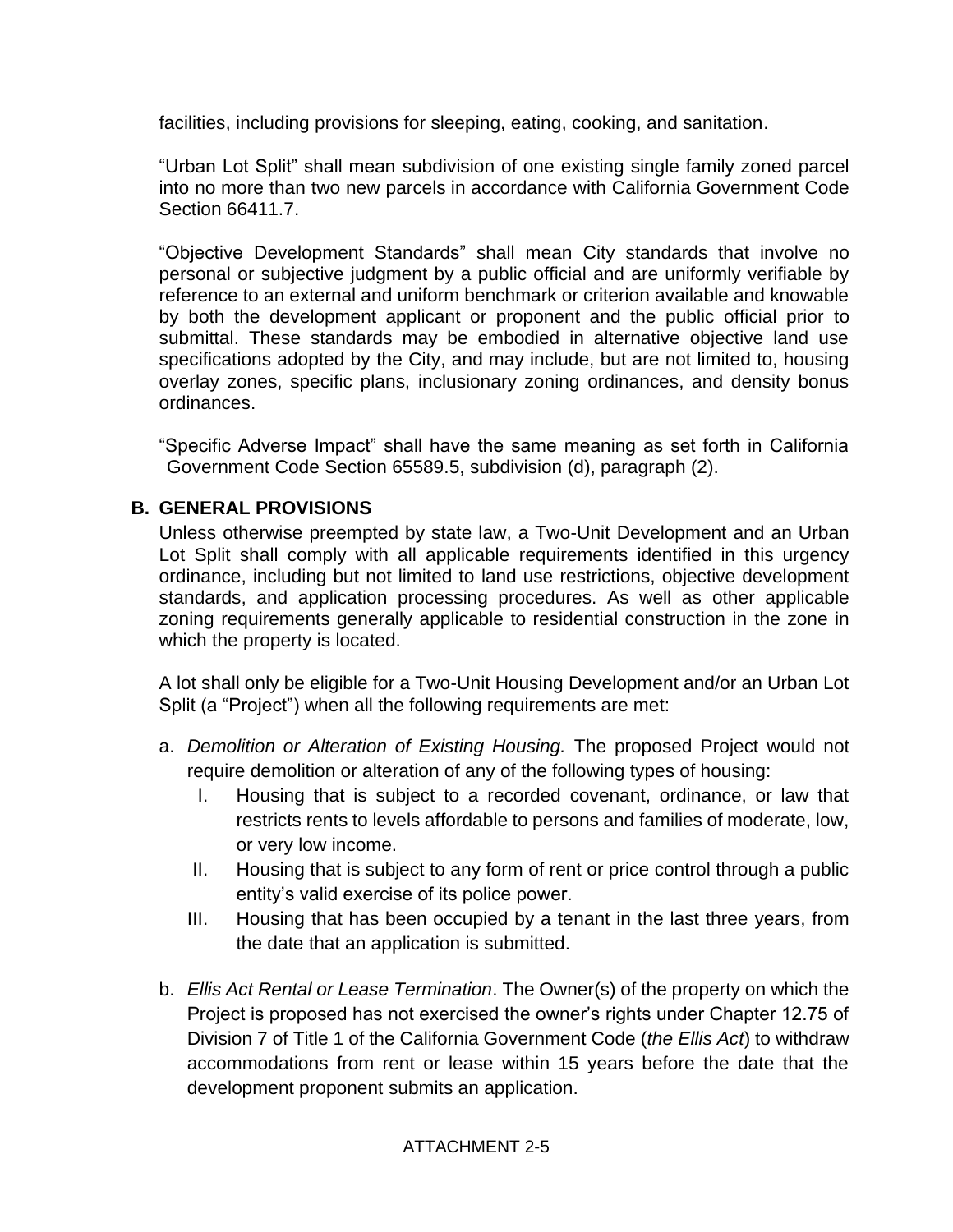facilities, including provisions for sleeping, eating, cooking, and sanitation.

"Urban Lot Split" shall mean subdivision of one existing single family zoned parcel into no more than two new parcels in accordance with California Government Code Section 66411.7.

"Objective Development Standards" shall mean City standards that involve no personal or subjective judgment by a public official and are uniformly verifiable by reference to an external and uniform benchmark or criterion available and knowable by both the development applicant or proponent and the public official prior to submittal. These standards may be embodied in alternative objective land use specifications adopted by the City, and may include, but are not limited to, housing overlay zones, specific plans, inclusionary zoning ordinances, and density bonus ordinances.

"Specific Adverse Impact" shall have the same meaning as set forth in California Government Code Section 65589.5, subdivision (d), paragraph (2).

## B. GENERAL PROVISIONS

Unless otherwise preempted by state law, a Two-Unit Development and an Urban Lot Split shall comply with all applicable requirements identified in this urgency ordinance, including but not limited to land use restrictions, objective development standards, and application processing procedures. As well as other applicable zoning requirements generally applicable to residential construction in the zone in which the property is located.

A lot shall only be eligible for a Two-Unit Housing Development and/or an Urban Lot Split (a "Project") when all the following requirements are met:

a. *Demolition or Alteration of Existing Housing.* The proposed Project would not require demolition or alteration of any of the following types of housing:

   I. Housing that is subject to a recorded covenant, ordinance, or law that restricts rents to levels affordable to persons and families of moderate, low, or very low income.

   II. Housing that is subject to any form of rent or price control through a public entity's valid exercise of its police power.

   III. Housing that has been occupied by a tenant in the last three years, from the date that an application is submitted.

b. *Ellis Act Rental or Lease Termination*. The Owner(s) of the property on which the Project is proposed has not exercised the owner's rights under Chapter 12.75 of Division 7 of Title 1 of the California Government Code (*the Ellis Act*) to withdraw accommodations from rent or lease within 15 years before the date that the development proponent submits an application.

ATTACHMENT 2-5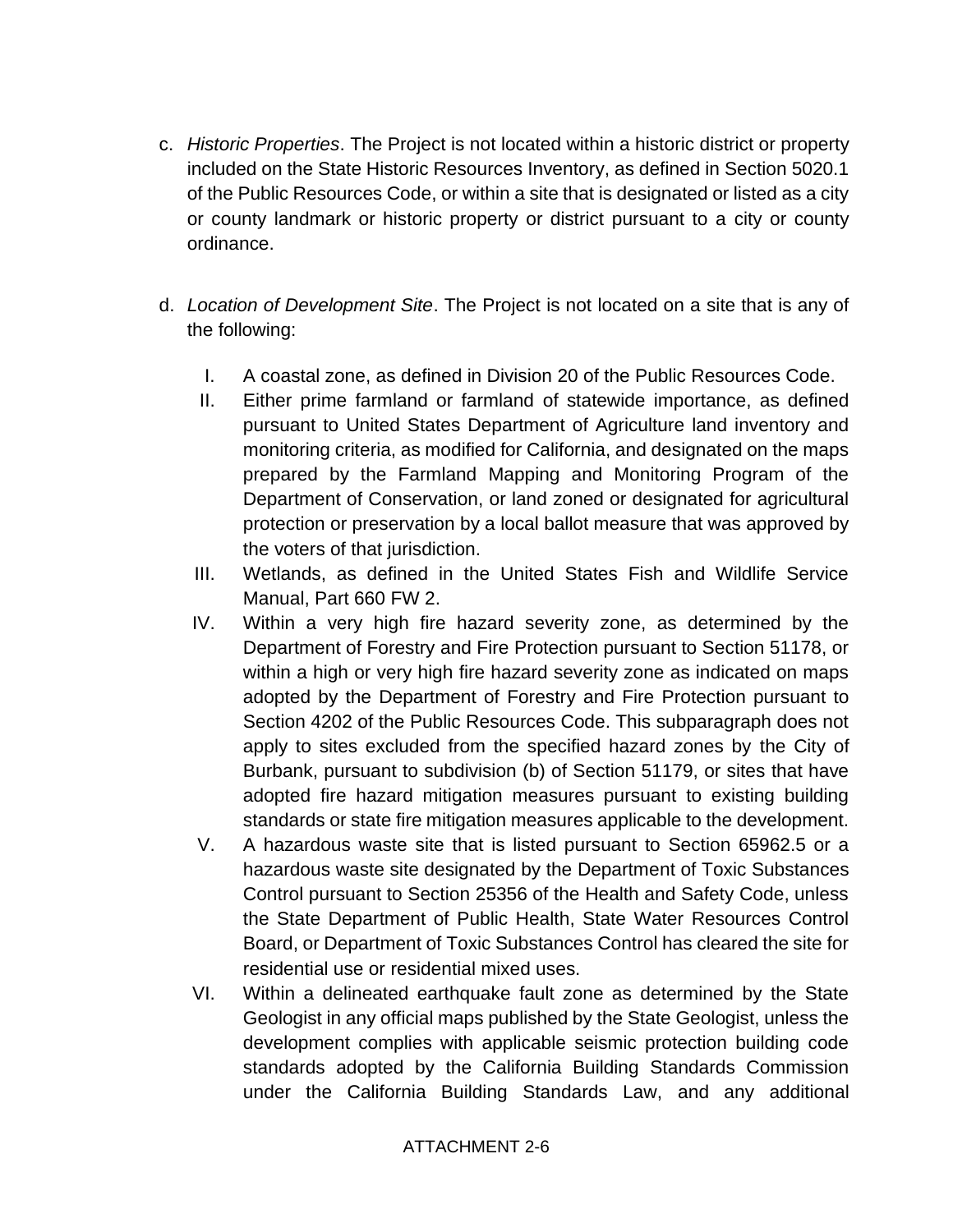c. *Historic Properties*. The Project is not located within a historic district or property included on the State Historic Resources Inventory, as defined in Section 5020.1 of the Public Resources Code, or within a site that is designated or listed as a city or county landmark or historic property or district pursuant to a city or county ordinance.

d. *Location of Development Site*. The Project is not located on a site that is any of the following:

   I. A coastal zone, as defined in Division 20 of the Public Resources Code.

   II. Either prime farmland or farmland of statewide importance, as defined pursuant to United States Department of Agriculture land inventory and monitoring criteria, as modified for California, and designated on the maps prepared by the Farmland Mapping and Monitoring Program of the Department of Conservation, or land zoned or designated for agricultural protection or preservation by a local ballot measure that was approved by the voters of that jurisdiction.

   III. Wetlands, as defined in the United States Fish and Wildlife Service Manual, Part 660 FW 2.

   IV. Within a very high fire hazard severity zone, as determined by the Department of Forestry and Fire Protection pursuant to Section 51178, or within a high or very high fire hazard severity zone as indicated on maps adopted by the Department of Forestry and Fire Protection pursuant to Section 4202 of the Public Resources Code. This subparagraph does not apply to sites excluded from the specified hazard zones by the City of Burbank, pursuant to subdivision (b) of Section 51179, or sites that have adopted fire hazard mitigation measures pursuant to existing building standards or state fire mitigation measures applicable to the development.

   V. A hazardous waste site that is listed pursuant to Section 65962.5 or a hazardous waste site designated by the Department of Toxic Substances Control pursuant to Section 25356 of the Health and Safety Code, unless the State Department of Public Health, State Water Resources Control Board, or Department of Toxic Substances Control has cleared the site for residential use or residential mixed uses.

   VI. Within a delineated earthquake fault zone as determined by the State Geologist in any official maps published by the State Geologist, unless the development complies with applicable seismic protection building code standards adopted by the California Building Standards Commission under the California Building Standards Law, and any additional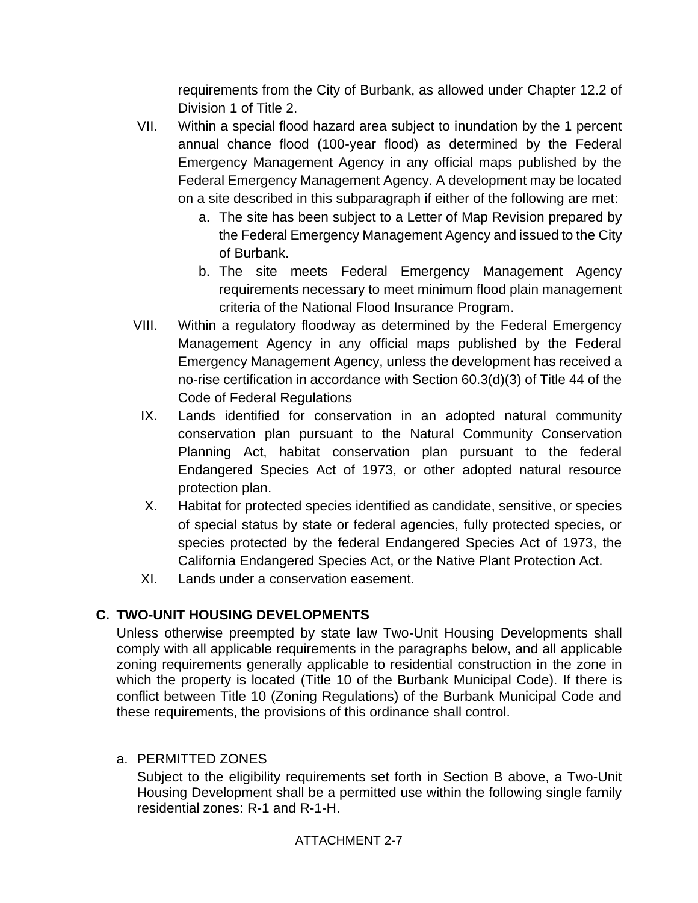requirements from the City of Burbank, as allowed under Chapter 12.2 of Division 1 of Title 2.

VII. Within a special flood hazard area subject to inundation by the 1 percent annual chance flood (100-year flood) as determined by the Federal Emergency Management Agency in any official maps published by the Federal Emergency Management Agency. A development may be located on a site described in this subparagraph if either of the following are met:

   a. The site has been subject to a Letter of Map Revision prepared by the Federal Emergency Management Agency and issued to the City of Burbank.

   b. The site meets Federal Emergency Management Agency requirements necessary to meet minimum flood plain management criteria of the National Flood Insurance Program.

VIII. Within a regulatory floodway as determined by the Federal Emergency Management Agency in any official maps published by the Federal Emergency Management Agency, unless the development has received a no-rise certification in accordance with Section 60.3(d)(3) of Title 44 of the Code of Federal Regulations

IX. Lands identified for conservation in an adopted natural community conservation plan pursuant to the Natural Community Conservation Planning Act, habitat conservation plan pursuant to the federal Endangered Species Act of 1973, or other adopted natural resource protection plan.

X. Habitat for protected species identified as candidate, sensitive, or species of special status by state or federal agencies, fully protected species, or species protected by the federal Endangered Species Act of 1973, the California Endangered Species Act, or the Native Plant Protection Act.

XI. Lands under a conservation easement.

## C. TWO-UNIT HOUSING DEVELOPMENTS

Unless otherwise preempted by state law Two-Unit Housing Developments shall comply with all applicable requirements in the paragraphs below, and all applicable zoning requirements generally applicable to residential construction in the zone in which the property is located (Title 10 of the Burbank Municipal Code). If there is conflict between Title 10 (Zoning Regulations) of the Burbank Municipal Code and these requirements, the provisions of this ordinance shall control.

a. PERMITTED ZONES

Subject to the eligibility requirements set forth in Section B above, a Two-Unit Housing Development shall be a permitted use within the following single family residential zones: R-1 and R-1-H.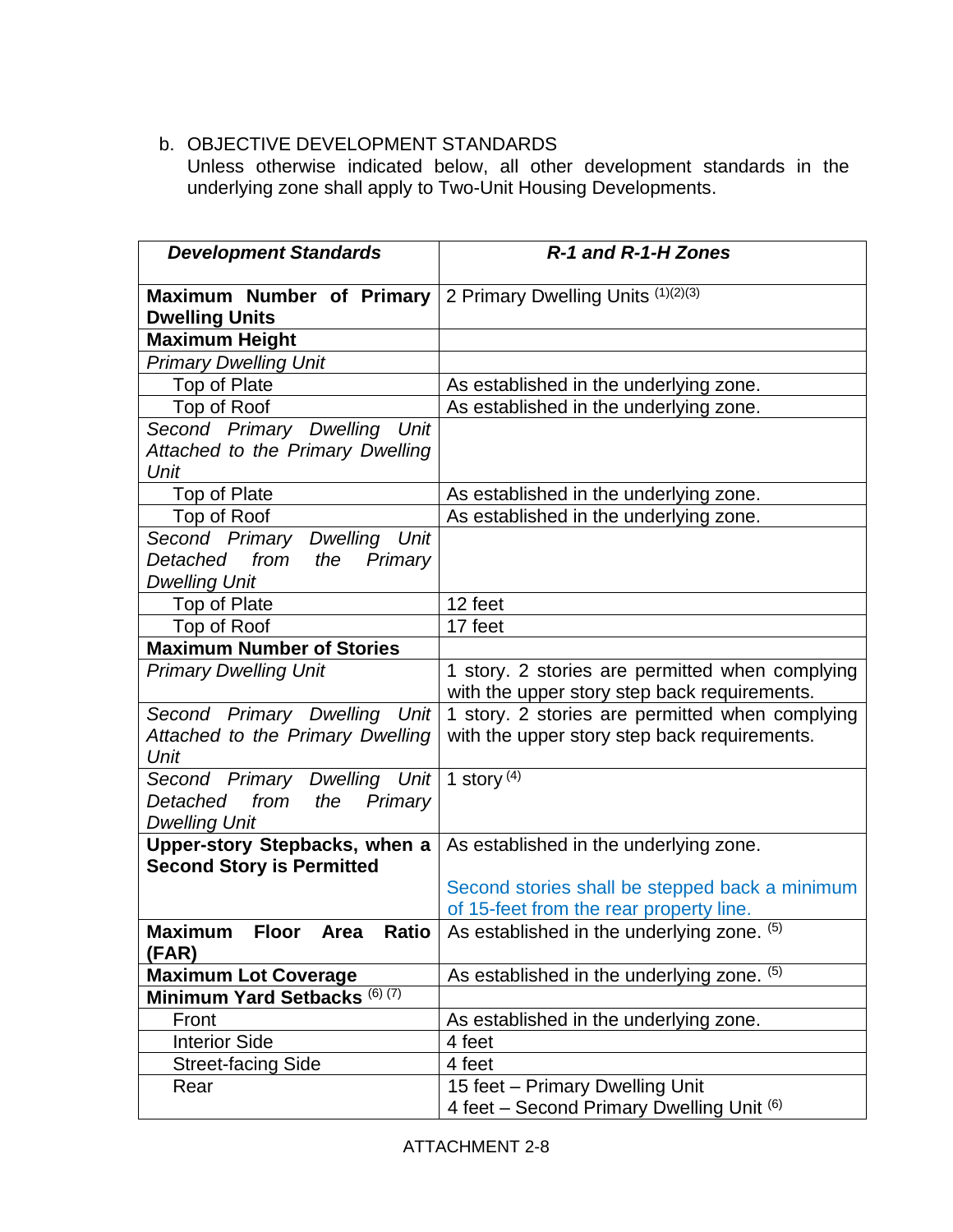b. OBJECTIVE DEVELOPMENT STANDARDS

Unless otherwise indicated below, all other development standards in the underlying zone shall apply to Two-Unit Housing Developments.

| ***Development Standards*** | ***R-1 and R-1-H Zones*** |
|---|---|
| **Maximum Number of Primary Dwelling Units** | 2 Primary Dwelling Units (1)(2)(3) |
| **Maximum Height** | |
| *Primary Dwelling Unit* | |
| Top of Plate | As established in the underlying zone. |
| Top of Roof | As established in the underlying zone. |
| *Second Primary Dwelling Unit Attached to the Primary Dwelling Unit* | |
| Top of Plate | As established in the underlying zone. |
| Top of Roof | As established in the underlying zone. |
| *Second Primary Dwelling Unit Detached from the Primary Dwelling Unit* | |
| Top of Plate | 12 feet |
| Top of Roof | 17 feet |
| **Maximum Number of Stories** | |
| *Primary Dwelling Unit* | 1 story. 2 stories are permitted when complying with the upper story step back requirements. |
| *Second Primary Dwelling Unit Attached to the Primary Dwelling Unit* | 1 story. 2 stories are permitted when complying with the upper story step back requirements. |
| *Second Primary Dwelling Unit Detached from the Primary Dwelling Unit* | 1 story (4) |
| **Upper-story Stepbacks, when a Second Story is Permitted** | As established in the underlying zone.<br><br>Second stories shall be stepped back a minimum of 15-feet from the rear property line. |
| **Maximum Floor Area Ratio (FAR)** | As established in the underlying zone. (5) |
| **Maximum Lot Coverage** | As established in the underlying zone. (5) |
| **Minimum Yard Setbacks** (6) (7) | |
| Front | As established in the underlying zone. |
| Interior Side | 4 feet |
| Street-facing Side | 4 feet |
| Rear | 15 feet – Primary Dwelling Unit<br>4 feet – Second Primary Dwelling Unit (6) |

ATTACHMENT 2-8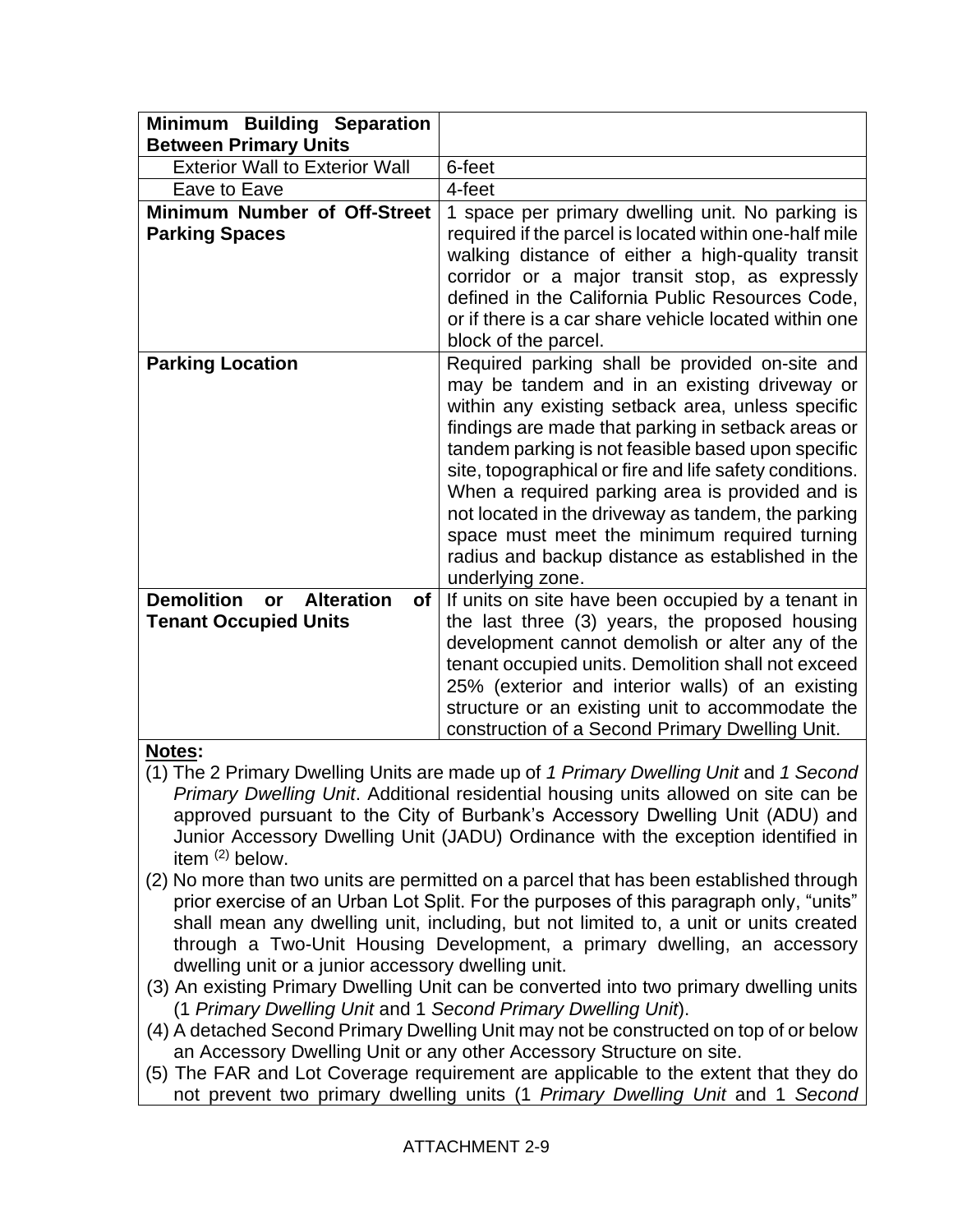| | |
|---|---|
| **Minimum Building Separation Between Primary Units** | |
| Exterior Wall to Exterior Wall | 6-feet |
| Eave to Eave | 4-feet |
| **Minimum Number of Off-Street Parking Spaces** | 1 space per primary dwelling unit. No parking is required if the parcel is located within one-half mile walking distance of either a high-quality transit corridor or a major transit stop, as expressly defined in the California Public Resources Code, or if there is a car share vehicle located within one block of the parcel. |
| **Parking Location** | Required parking shall be provided on-site and may be tandem and in an existing driveway or within any existing setback area, unless specific findings are made that parking in setback areas or tandem parking is not feasible based upon specific site, topographical or fire and life safety conditions. When a required parking area is provided and is not located in the driveway as tandem, the parking space must meet the minimum required turning radius and backup distance as established in the underlying zone. |
| **Demolition or Alteration of Tenant Occupied Units** | If units on site have been occupied by a tenant in the last three (3) years, the proposed housing development cannot demolish or alter any of the tenant occupied units. Demolition shall not exceed 25% (exterior and interior walls) of an existing structure or an existing unit to accommodate the construction of a Second Primary Dwelling Unit. |

**Notes:**

(1) The 2 Primary Dwelling Units are made up of *1 Primary Dwelling Unit* and *1 Second Primary Dwelling Unit*. Additional residential housing units allowed on site can be approved pursuant to the City of Burbank's Accessory Dwelling Unit (ADU) and Junior Accessory Dwelling Unit (JADU) Ordinance with the exception identified in item [(2)] below.

(2) No more than two units are permitted on a parcel that has been established through prior exercise of an Urban Lot Split. For the purposes of this paragraph only, "units" shall mean any dwelling unit, including, but not limited to, a unit or units created through a Two-Unit Housing Development, a primary dwelling, an accessory dwelling unit or a junior accessory dwelling unit.

(3) An existing Primary Dwelling Unit can be converted into two primary dwelling units (1 *Primary Dwelling Unit* and 1 *Second Primary Dwelling Unit*).

(4) A detached Second Primary Dwelling Unit may not be constructed on top of or below an Accessory Dwelling Unit or any other Accessory Structure on site.

(5) The FAR and Lot Coverage requirement are applicable to the extent that they do not prevent two primary dwelling units (1 *Primary Dwelling Unit* and 1 *Second*

ATTACHMENT 2-9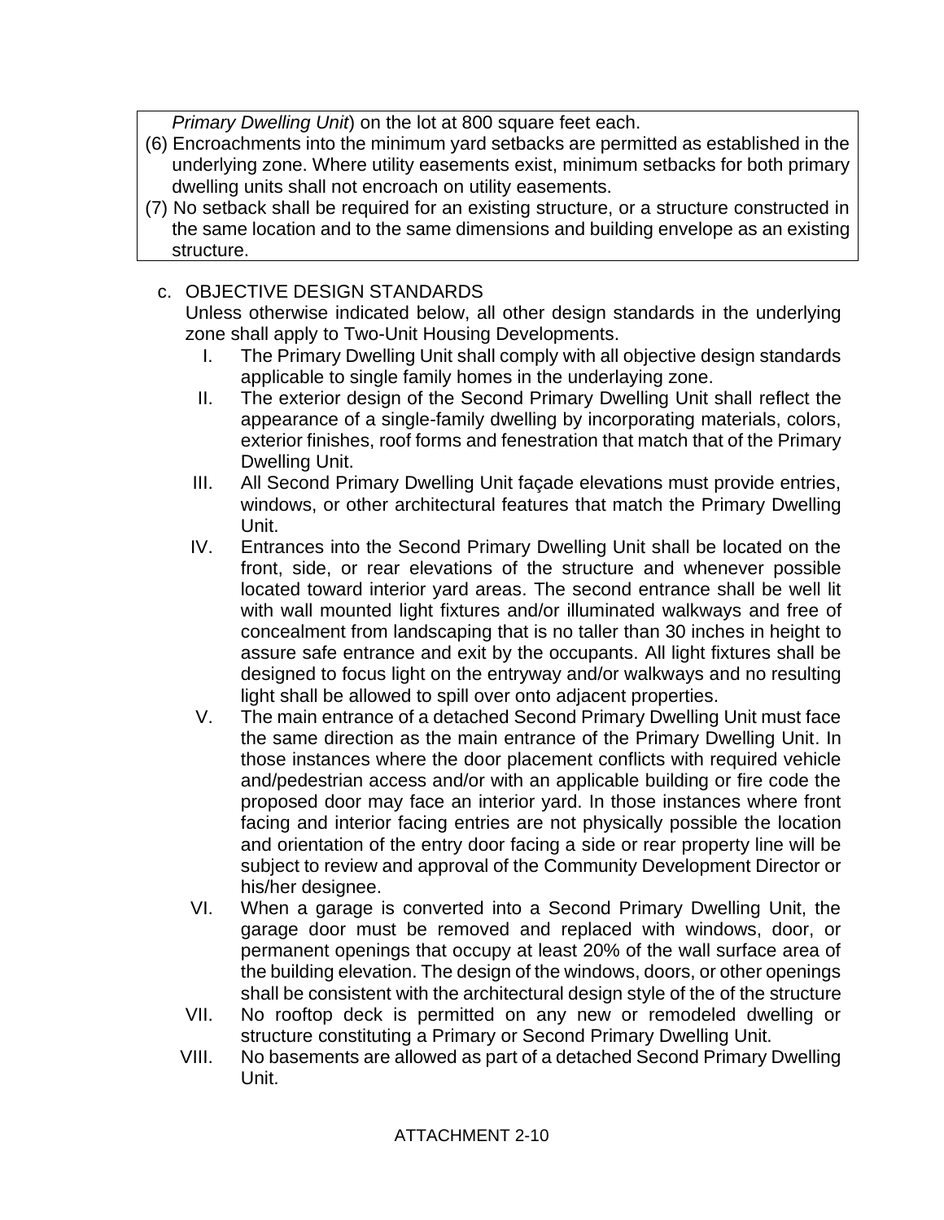*Primary Dwelling Unit*) on the lot at 800 square feet each.

(6) Encroachments into the minimum yard setbacks are permitted as established in the underlying zone. Where utility easements exist, minimum setbacks for both primary dwelling units shall not encroach on utility easements.

(7) No setback shall be required for an existing structure, or a structure constructed in the same location and to the same dimensions and building envelope as an existing structure.

c. OBJECTIVE DESIGN STANDARDS

Unless otherwise indicated below, all other design standards in the underlying zone shall apply to Two-Unit Housing Developments.

I. The Primary Dwelling Unit shall comply with all objective design standards applicable to single family homes in the underlaying zone.

II. The exterior design of the Second Primary Dwelling Unit shall reflect the appearance of a single-family dwelling by incorporating materials, colors, exterior finishes, roof forms and fenestration that match that of the Primary Dwelling Unit.

III. All Second Primary Dwelling Unit façade elevations must provide entries, windows, or other architectural features that match the Primary Dwelling Unit.

IV. Entrances into the Second Primary Dwelling Unit shall be located on the front, side, or rear elevations of the structure and whenever possible located toward interior yard areas. The second entrance shall be well lit with wall mounted light fixtures and/or illuminated walkways and free of concealment from landscaping that is no taller than 30 inches in height to assure safe entrance and exit by the occupants. All light fixtures shall be designed to focus light on the entryway and/or walkways and no resulting light shall be allowed to spill over onto adjacent properties.

V. The main entrance of a detached Second Primary Dwelling Unit must face the same direction as the main entrance of the Primary Dwelling Unit. In those instances where the door placement conflicts with required vehicle and/pedestrian access and/or with an applicable building or fire code the proposed door may face an interior yard. In those instances where front facing and interior facing entries are not physically possible the location and orientation of the entry door facing a side or rear property line will be subject to review and approval of the Community Development Director or his/her designee.

VI. When a garage is converted into a Second Primary Dwelling Unit, the garage door must be removed and replaced with windows, door, or permanent openings that occupy at least 20% of the wall surface area of the building elevation. The design of the windows, doors, or other openings shall be consistent with the architectural design style of the of the structure

VII. No rooftop deck is permitted on any new or remodeled dwelling or structure constituting a Primary or Second Primary Dwelling Unit.

VIII. No basements are allowed as part of a detached Second Primary Dwelling Unit.

ATTACHMENT 2-10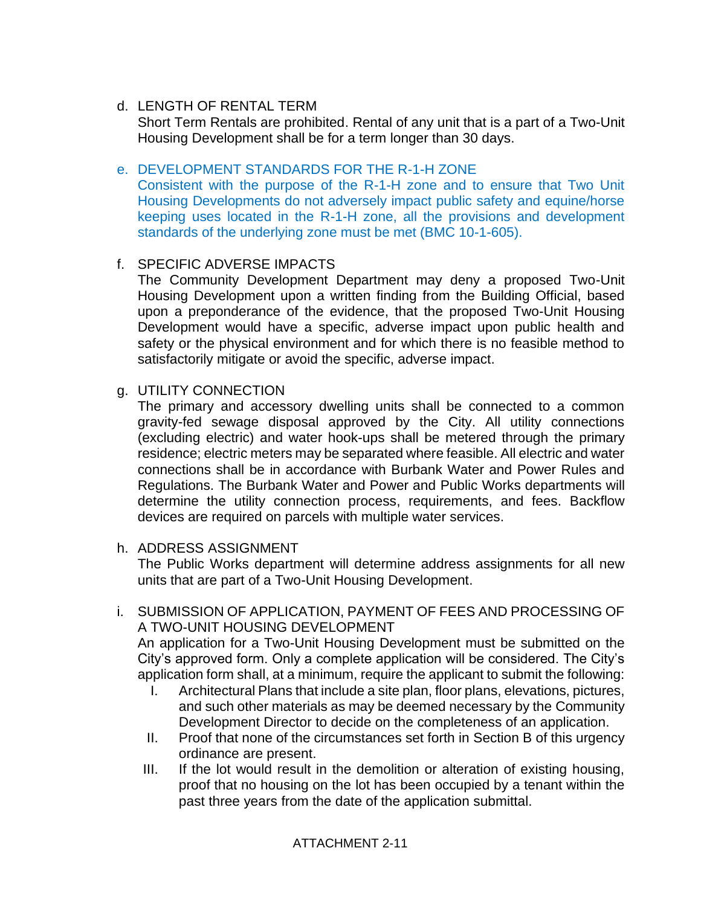d. LENGTH OF RENTAL TERM

Short Term Rentals are prohibited. Rental of any unit that is a part of a Two-Unit Housing Development shall be for a term longer than 30 days.

e. DEVELOPMENT STANDARDS FOR THE R-1-H ZONE

Consistent with the purpose of the R-1-H zone and to ensure that Two Unit Housing Developments do not adversely impact public safety and equine/horse keeping uses located in the R-1-H zone, all the provisions and development standards of the underlying zone must be met (BMC 10-1-605).

f. SPECIFIC ADVERSE IMPACTS

The Community Development Department may deny a proposed Two-Unit Housing Development upon a written finding from the Building Official, based upon a preponderance of the evidence, that the proposed Two-Unit Housing Development would have a specific, adverse impact upon public health and safety or the physical environment and for which there is no feasible method to satisfactorily mitigate or avoid the specific, adverse impact.

g. UTILITY CONNECTION

The primary and accessory dwelling units shall be connected to a common gravity-fed sewage disposal approved by the City. All utility connections (excluding electric) and water hook-ups shall be metered through the primary residence; electric meters may be separated where feasible. All electric and water connections shall be in accordance with Burbank Water and Power Rules and Regulations. The Burbank Water and Power and Public Works departments will determine the utility connection process, requirements, and fees. Backflow devices are required on parcels with multiple water services.

h. ADDRESS ASSIGNMENT

The Public Works department will determine address assignments for all new units that are part of a Two-Unit Housing Development.

i. SUBMISSION OF APPLICATION, PAYMENT OF FEES AND PROCESSING OF A TWO-UNIT HOUSING DEVELOPMENT

An application for a Two-Unit Housing Development must be submitted on the City's approved form. Only a complete application will be considered. The City's application form shall, at a minimum, require the applicant to submit the following:

I. Architectural Plans that include a site plan, floor plans, elevations, pictures, and such other materials as may be deemed necessary by the Community Development Director to decide on the completeness of an application.

II. Proof that none of the circumstances set forth in Section B of this urgency ordinance are present.

III. If the lot would result in the demolition or alteration of existing housing, proof that no housing on the lot has been occupied by a tenant within the past three years from the date of the application submittal.

ATTACHMENT 2-11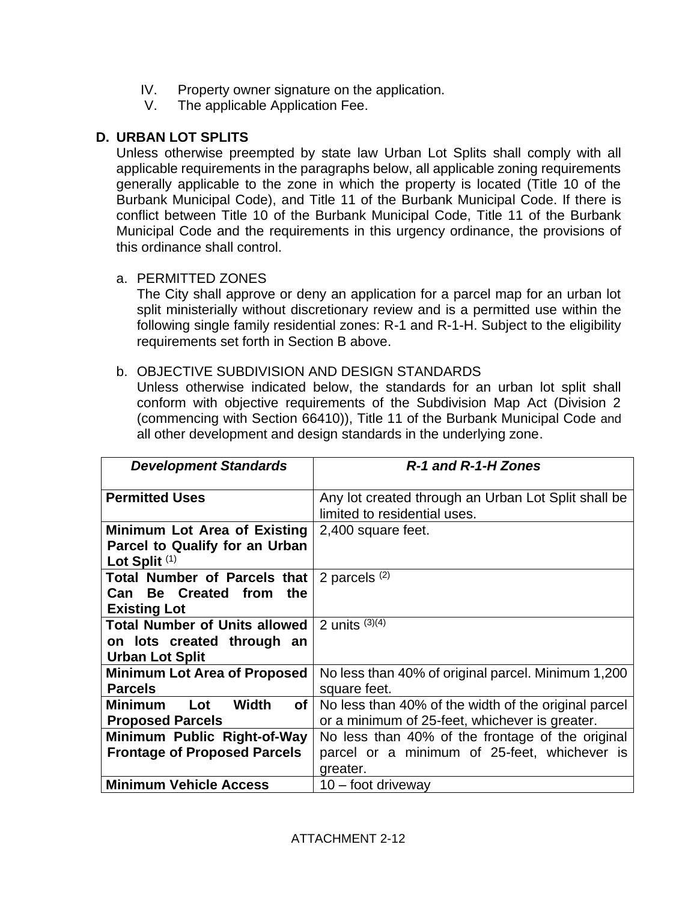IV. Property owner signature on the application.
V. The applicable Application Fee.

## D. URBAN LOT SPLITS

Unless otherwise preempted by state law Urban Lot Splits shall comply with all applicable requirements in the paragraphs below, all applicable zoning requirements generally applicable to the zone in which the property is located (Title 10 of the Burbank Municipal Code), and Title 11 of the Burbank Municipal Code. If there is conflict between Title 10 of the Burbank Municipal Code, Title 11 of the Burbank Municipal Code and the requirements in this urgency ordinance, the provisions of this ordinance shall control.

a. PERMITTED ZONES

The City shall approve or deny an application for a parcel map for an urban lot split ministerially without discretionary review and is a permitted use within the following single family residential zones: R-1 and R-1-H. Subject to the eligibility requirements set forth in Section B above.

b. OBJECTIVE SUBDIVISION AND DESIGN STANDARDS

Unless otherwise indicated below, the standards for an urban lot split shall conform with objective requirements of the Subdivision Map Act (Division 2 (commencing with Section 66410)), Title 11 of the Burbank Municipal Code and all other development and design standards in the underlying zone.

| ***Development Standards*** | ***R-1 and R-1-H Zones*** |
|---|---|
| **Permitted Uses** | Any lot created through an Urban Lot Split shall be limited to residential uses. |
| **Minimum Lot Area of Existing Parcel to Qualify for an Urban Lot Split** (1) | 2,400 square feet. |
| **Total Number of Parcels that Can Be Created from the Existing Lot** | 2 parcels (2) |
| **Total Number of Units allowed on lots created through an Urban Lot Split** | 2 units (3)(4) |
| **Minimum Lot Area of Proposed Parcels** | No less than 40% of original parcel. Minimum 1,200 square feet. |
| **Minimum Lot Width of Proposed Parcels** | No less than 40% of the width of the original parcel or a minimum of 25-feet, whichever is greater. |
| **Minimum Public Right-of-Way Frontage of Proposed Parcels** | No less than 40% of the frontage of the original parcel or a minimum of 25-feet, whichever is greater. |
| **Minimum Vehicle Access** | 10 – foot driveway |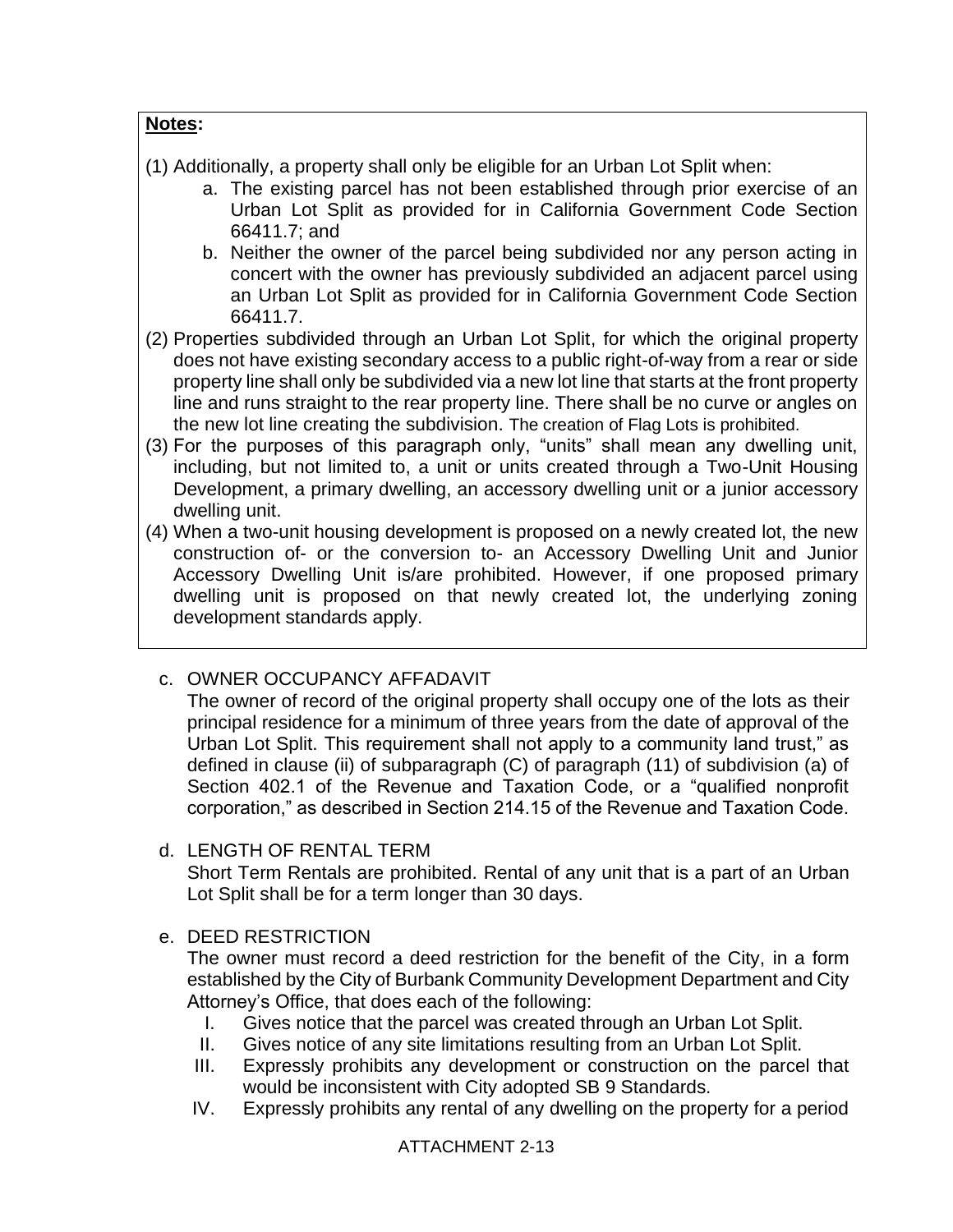**Notes:**

(1) Additionally, a property shall only be eligible for an Urban Lot Split when:
   a. The existing parcel has not been established through prior exercise of an Urban Lot Split as provided for in California Government Code Section 66411.7; and
   b. Neither the owner of the parcel being subdivided nor any person acting in concert with the owner has previously subdivided an adjacent parcel using an Urban Lot Split as provided for in California Government Code Section 66411.7.

(2) Properties subdivided through an Urban Lot Split, for which the original property does not have existing secondary access to a public right-of-way from a rear or side property line shall only be subdivided via a new lot line that starts at the front property line and runs straight to the rear property line. There shall be no curve or angles on the new lot line creating the subdivision. The creation of Flag Lots is prohibited.

(3) For the purposes of this paragraph only, "units" shall mean any dwelling unit, including, but not limited to, a unit or units created through a Two-Unit Housing Development, a primary dwelling, an accessory dwelling unit or a junior accessory dwelling unit.

(4) When a two-unit housing development is proposed on a newly created lot, the new construction of- or the conversion to- an Accessory Dwelling Unit and Junior Accessory Dwelling Unit is/are prohibited. However, if one proposed primary dwelling unit is proposed on that newly created lot, the underlying zoning development standards apply.

c. OWNER OCCUPANCY AFFADAVIT

   The owner of record of the original property shall occupy one of the lots as their principal residence for a minimum of three years from the date of approval of the Urban Lot Split. This requirement shall not apply to a community land trust," as defined in clause (ii) of subparagraph (C) of paragraph (11) of subdivision (a) of Section 402.1 of the Revenue and Taxation Code, or a "qualified nonprofit corporation," as described in Section 214.15 of the Revenue and Taxation Code.

d. LENGTH OF RENTAL TERM

   Short Term Rentals are prohibited. Rental of any unit that is a part of an Urban Lot Split shall be for a term longer than 30 days.

e. DEED RESTRICTION

   The owner must record a deed restriction for the benefit of the City, in a form established by the City of Burbank Community Development Department and City Attorney's Office, that does each of the following:

   I. Gives notice that the parcel was created through an Urban Lot Split.
   II. Gives notice of any site limitations resulting from an Urban Lot Split.
   III. Expressly prohibits any development or construction on the parcel that would be inconsistent with City adopted SB 9 Standards.
   IV. Expressly prohibits any rental of any dwelling on the property for a period

ATTACHMENT 2-13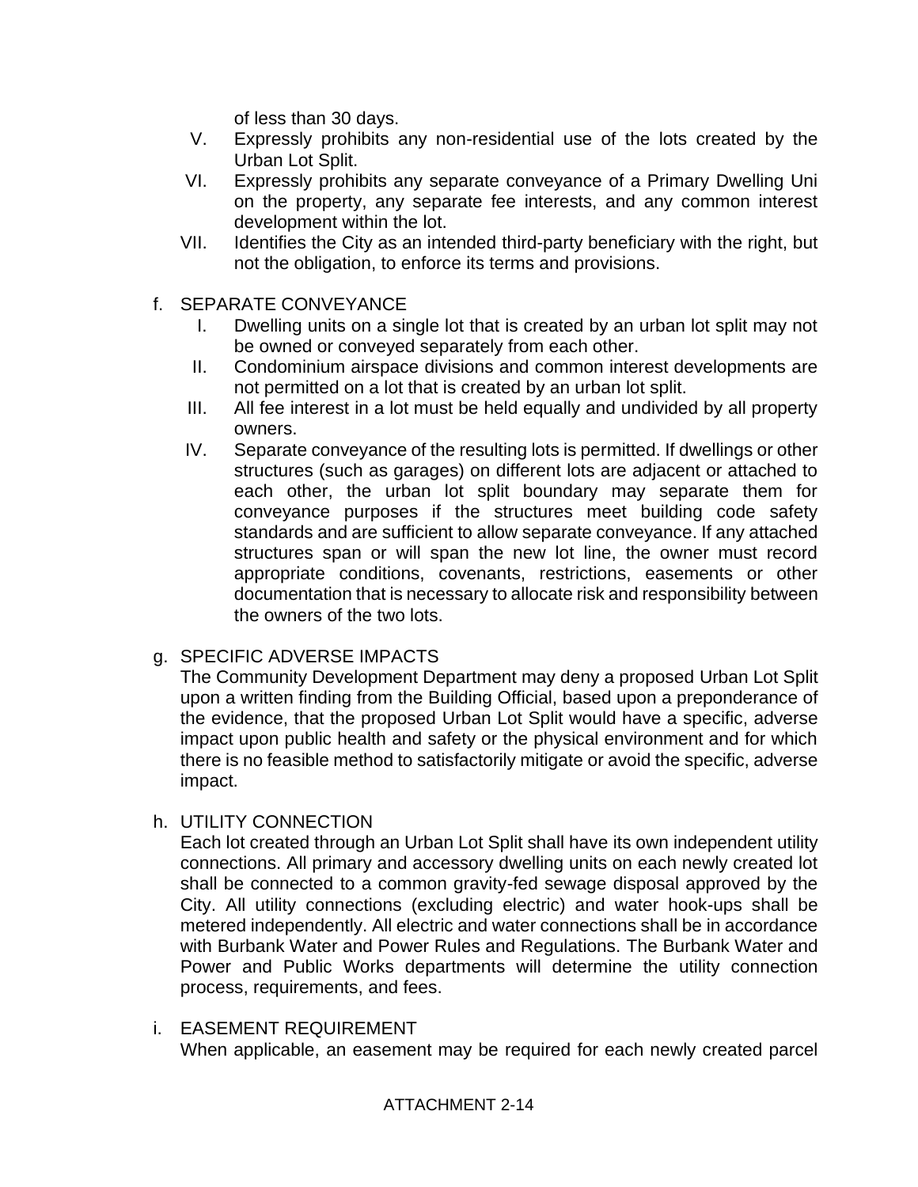of less than 30 days.

V. Expressly prohibits any non-residential use of the lots created by the Urban Lot Split.

VI. Expressly prohibits any separate conveyance of a Primary Dwelling Uni on the property, any separate fee interests, and any common interest development within the lot.

VII. Identifies the City as an intended third-party beneficiary with the right, but not the obligation, to enforce its terms and provisions.

f. SEPARATE CONVEYANCE

I. Dwelling units on a single lot that is created by an urban lot split may not be owned or conveyed separately from each other.

II. Condominium airspace divisions and common interest developments are not permitted on a lot that is created by an urban lot split.

III. All fee interest in a lot must be held equally and undivided by all property owners.

IV. Separate conveyance of the resulting lots is permitted. If dwellings or other structures (such as garages) on different lots are adjacent or attached to each other, the urban lot split boundary may separate them for conveyance purposes if the structures meet building code safety standards and are sufficient to allow separate conveyance. If any attached structures span or will span the new lot line, the owner must record appropriate conditions, covenants, restrictions, easements or other documentation that is necessary to allocate risk and responsibility between the owners of the two lots.

g. SPECIFIC ADVERSE IMPACTS

The Community Development Department may deny a proposed Urban Lot Split upon a written finding from the Building Official, based upon a preponderance of the evidence, that the proposed Urban Lot Split would have a specific, adverse impact upon public health and safety or the physical environment and for which there is no feasible method to satisfactorily mitigate or avoid the specific, adverse impact.

h. UTILITY CONNECTION

Each lot created through an Urban Lot Split shall have its own independent utility connections. All primary and accessory dwelling units on each newly created lot shall be connected to a common gravity-fed sewage disposal approved by the City. All utility connections (excluding electric) and water hook-ups shall be metered independently. All electric and water connections shall be in accordance with Burbank Water and Power Rules and Regulations. The Burbank Water and Power and Public Works departments will determine the utility connection process, requirements, and fees.

i. EASEMENT REQUIREMENT

When applicable, an easement may be required for each newly created parcel

ATTACHMENT 2-14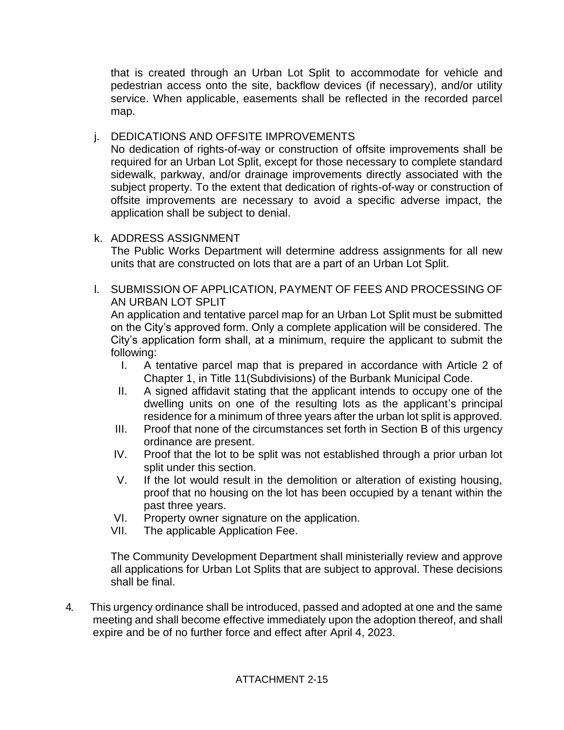that is created through an Urban Lot Split to accommodate for vehicle and pedestrian access onto the site, backflow devices (if necessary), and/or utility service. When applicable, easements shall be reflected in the recorded parcel map.

j. DEDICATIONS AND OFFSITE IMPROVEMENTS
No dedication of rights-of-way or construction of offsite improvements shall be required for an Urban Lot Split, except for those necessary to complete standard sidewalk, parkway, and/or drainage improvements directly associated with the subject property. To the extent that dedication of rights-of-way or construction of offsite improvements are necessary to avoid a specific adverse impact, the application shall be subject to denial.

k. ADDRESS ASSIGNMENT
The Public Works Department will determine address assignments for all new units that are constructed on lots that are a part of an Urban Lot Split.

l. SUBMISSION OF APPLICATION, PAYMENT OF FEES AND PROCESSING OF AN URBAN LOT SPLIT
An application and tentative parcel map for an Urban Lot Split must be submitted on the City's approved form. Only a complete application will be considered. The City's application form shall, at a minimum, require the applicant to submit the following:

I. A tentative parcel map that is prepared in accordance with Article 2 of Chapter 1, in Title 11(Subdivisions) of the Burbank Municipal Code.
II. A signed affidavit stating that the applicant intends to occupy one of the dwelling units on one of the resulting lots as the applicant's principal residence for a minimum of three years after the urban lot split is approved.
III. Proof that none of the circumstances set forth in Section B of this urgency ordinance are present.
IV. Proof that the lot to be split was not established through a prior urban lot split under this section.
V. If the lot would result in the demolition or alteration of existing housing, proof that no housing on the lot has been occupied by a tenant within the past three years.
VI. Property owner signature on the application.
VII. The applicable Application Fee.

The Community Development Department shall ministerially review and approve all applications for Urban Lot Splits that are subject to approval. These decisions shall be final.

4. This urgency ordinance shall be introduced, passed and adopted at one and the same meeting and shall become effective immediately upon the adoption thereof, and shall expire and be of no further force and effect after April 4, 2023.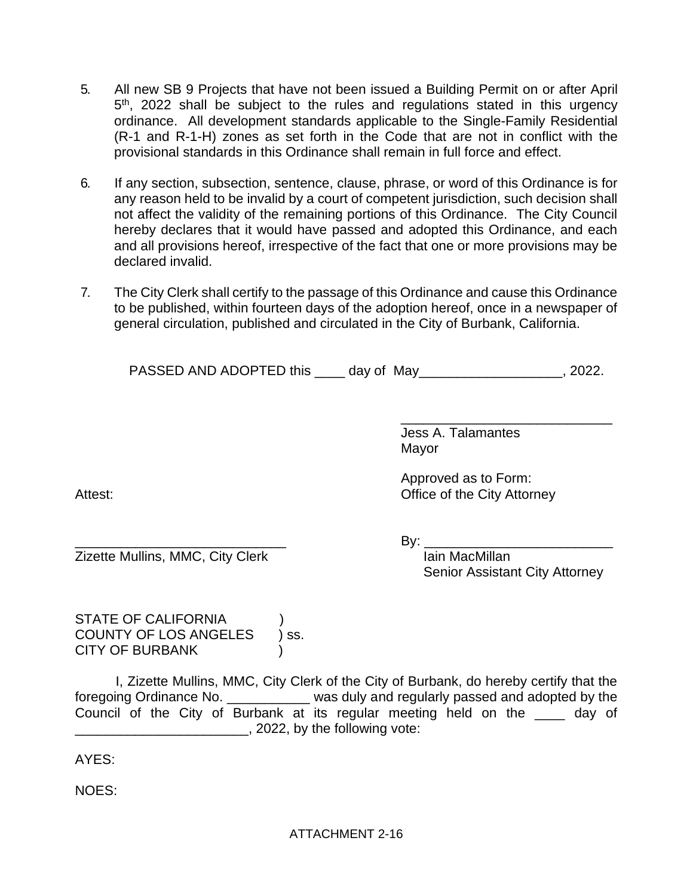5. All new SB 9 Projects that have not been issued a Building Permit on or after April 5th, 2022 shall be subject to the rules and regulations stated in this urgency ordinance. All development standards applicable to the Single-Family Residential (R-1 and R-1-H) zones as set forth in the Code that are not in conflict with the provisional standards in this Ordinance shall remain in full force and effect.

6. If any section, subsection, sentence, clause, phrase, or word of this Ordinance is for any reason held to be invalid by a court of competent jurisdiction, such decision shall not affect the validity of the remaining portions of this Ordinance. The City Council hereby declares that it would have passed and adopted this Ordinance, and each and all provisions hereof, irrespective of the fact that one or more provisions may be declared invalid.

7. The City Clerk shall certify to the passage of this Ordinance and cause this Ordinance to be published, within fourteen days of the adoption hereof, once in a newspaper of general circulation, published and circulated in the City of Burbank, California.

PASSED AND ADOPTED this ____ day of May___________________, 2022.

____________________________
Jess A. Talamantes
Mayor

Approved as to Form:
Office of the City Attorney

Attest:

____________________________
Zizette Mullins, MMC, City Clerk

By: _________________________
Iain MacMillan
Senior Assistant City Attorney

STATE OF CALIFORNIA )
COUNTY OF LOS ANGELES ) ss.
CITY OF BURBANK )

I, Zizette Mullins, MMC, City Clerk of the City of Burbank, do hereby certify that the foregoing Ordinance No. ___________ was duly and regularly passed and adopted by the Council of the City of Burbank at its regular meeting held on the ____ day of _______________________, 2022, by the following vote:

AYES:

NOES:

ATTACHMENT 2-16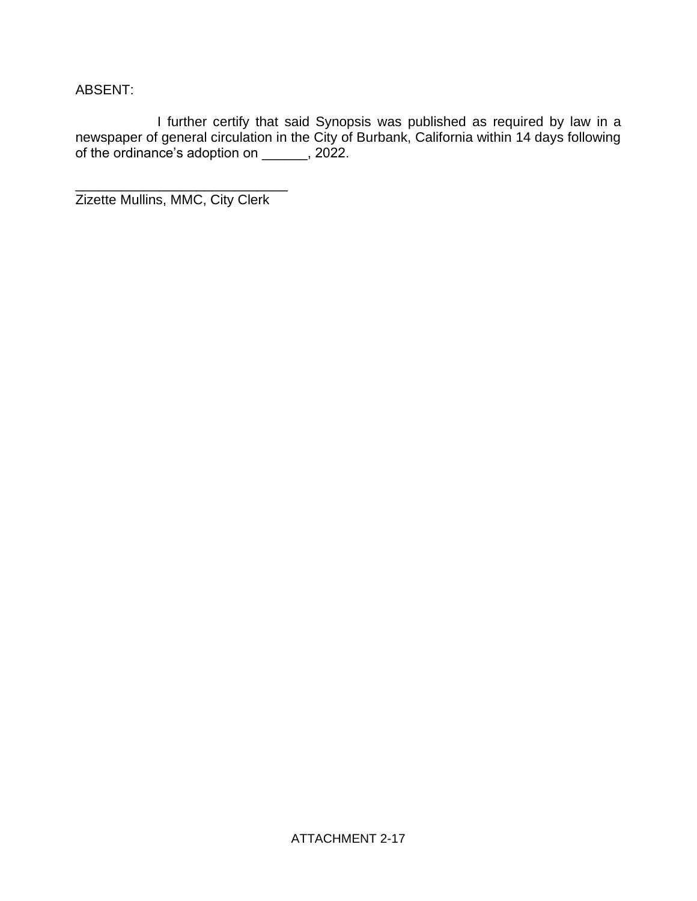ABSENT:

I further certify that said Synopsis was published as required by law in a newspaper of general circulation in the City of Burbank, California within 14 days following of the ordinance's adoption on ______, 2022.

____________________________
Zizette Mullins, MMC, City Clerk

ATTACHMENT 2-17